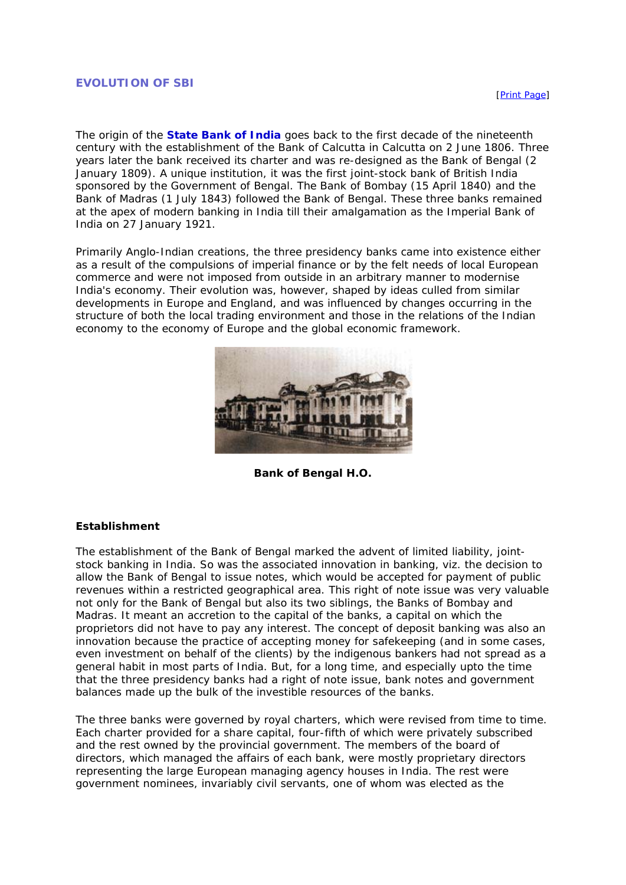# EVOLUTION OF SBI

[Print Page]

The origin of the **State Bank of India** goes back to the first decade of the nineteenth century with the establishment of the Bank of Calcutta in Calcutta on 2 June 1806. Three years later the bank received its charter and was re-designed as the Bank of Bengal (2 January 1809). A unique institution, it was the first joint-stock bank of British India sponsored by the Government of Bengal. The Bank of Bombay (15 April 1840) and the Bank of Madras (1 July 1843) followed the Bank of Bengal. These three banks remained at the apex of modern banking in India till their amalgamation as the Imperial Bank of India on 27 January 1921.

Primarily Anglo-Indian creations, the three presidency banks came into existence either as a result of the compulsions of imperial finance or by the felt needs of local European commerce and were not imposed from outside in an arbitrary manner to modernise India's economy. Their evolution was, however, shaped by ideas culled from similar developments in Europe and England, and was influenced by changes occurring in the structure of both the local trading environment and those in the relations of the Indian economy to the economy of Europe and the global economic framework.

**Bank of Bengal H.O.**

## Establishment

The establishment of the Bank of Bengal marked the advent of limited liability, joint-stock banking in India. So was the associated innovation in banking, viz. the decision to allow the Bank of Bengal to issue notes, which would be accepted for payment of public revenues within a restricted geographical area. This right of note issue was very valuable not only for the Bank of Bengal but also its two siblings, the Banks of Bombay and Madras. It meant an accretion to the capital of the banks, a capital on which the proprietors did not have to pay any interest. The concept of deposit banking was also an innovation because the practice of accepting money for safekeeping (and in some cases, even investment on behalf of the clients) by the indigenous bankers had not spread as a general habit in most parts of India. But, for a long time, and especially upto the time that the three presidency banks had a right of note issue, bank notes and government balances made up the bulk of the investible resources of the banks.

The three banks were governed by royal charters, which were revised from time to time. Each charter provided for a share capital, four-fifth of which were privately subscribed and the rest owned by the provincial government. The members of the board of directors, which managed the affairs of each bank, were mostly proprietary directors representing the large European managing agency houses in India. The rest were government nominees, invariably civil servants, one of whom was elected as the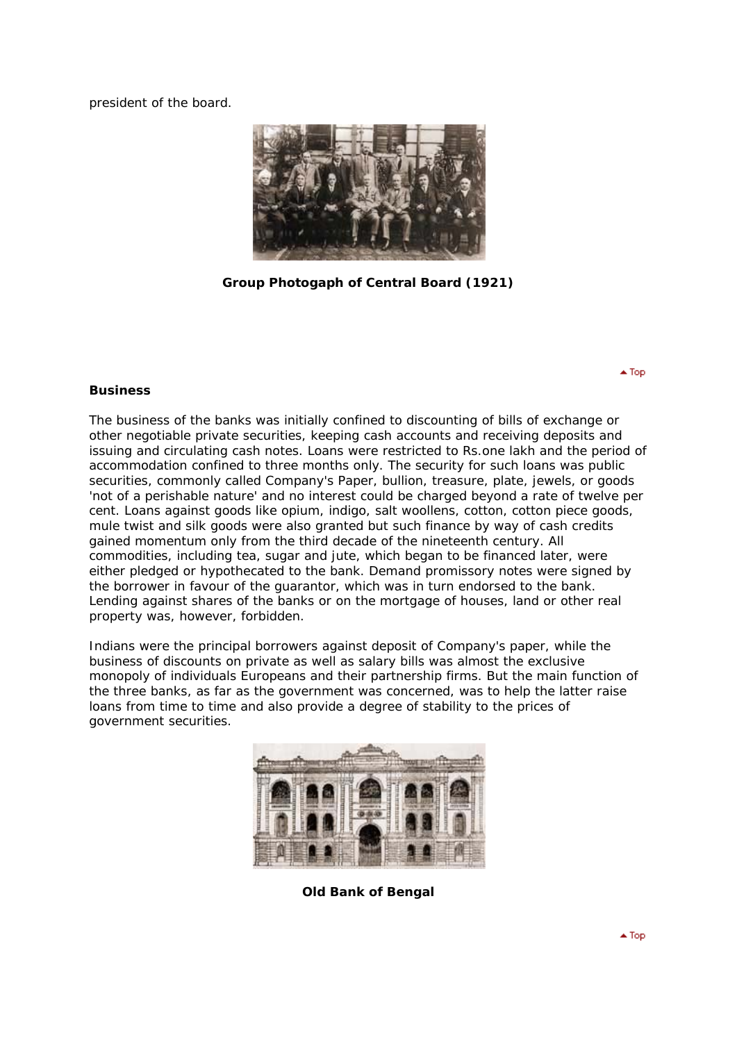president of the board.

**Group Photogaph of Central Board (1921)**

## Business

The business of the banks was initially confined to discounting of bills of exchange or other negotiable private securities, keeping cash accounts and receiving deposits and issuing and circulating cash notes. Loans were restricted to Rs.one lakh and the period of accommodation confined to three months only. The security for such loans was public securities, commonly called Company's Paper, bullion, treasure, plate, jewels, or goods 'not of a perishable nature' and no interest could be charged beyond a rate of twelve per cent. Loans against goods like opium, indigo, salt woollens, cotton, cotton piece goods, mule twist and silk goods were also granted but such finance by way of cash credits gained momentum only from the third decade of the nineteenth century. All commodities, including tea, sugar and jute, which began to be financed later, were either pledged or hypothecated to the bank. Demand promissory notes were signed by the borrower in favour of the guarantor, which was in turn endorsed to the bank. Lending against shares of the banks or on the mortgage of houses, land or other real property was, however, forbidden.

Indians were the principal borrowers against deposit of Company's paper, while the business of discounts on private as well as salary bills was almost the exclusive monopoly of individuals Europeans and their partnership firms. But the main function of the three banks, as far as the government was concerned, was to help the latter raise loans from time to time and also provide a degree of stability to the prices of government securities.

**Old Bank of Bengal**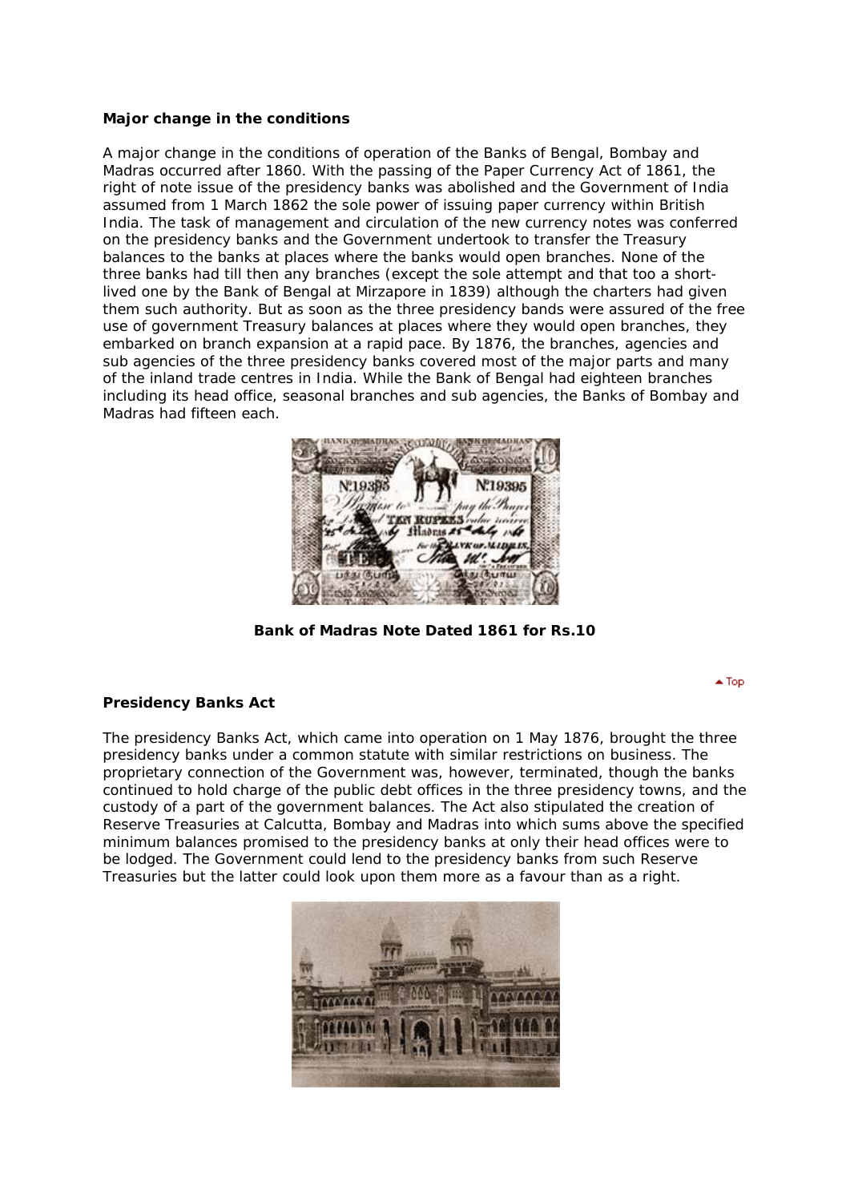**Major change in the conditions**

A major change in the conditions of operation of the Banks of Bengal, Bombay and Madras occurred after 1860. With the passing of the Paper Currency Act of 1861, the right of note issue of the presidency banks was abolished and the Government of India assumed from 1 March 1862 the sole power of issuing paper currency within British India. The task of management and circulation of the new currency notes was conferred on the presidency banks and the Government undertook to transfer the Treasury balances to the banks at places where the banks would open branches. None of the three banks had till then any branches (except the sole attempt and that too a short-lived one by the Bank of Bengal at Mirzapore in 1839) although the charters had given them such authority. But as soon as the three presidency bands were assured of the free use of government Treasury balances at places where they would open branches, they embarked on branch expansion at a rapid pace. By 1876, the branches, agencies and sub agencies of the three presidency banks covered most of the major parts and many of the inland trade centres in India. While the Bank of Bengal had eighteen branches including its head office, seasonal branches and sub agencies, the Banks of Bombay and Madras had fifteen each.

**Bank of Madras Note Dated 1861 for Rs.10**

**Presidency Banks Act**

The presidency Banks Act, which came into operation on 1 May 1876, brought the three presidency banks under a common statute with similar restrictions on business. The proprietary connection of the Government was, however, terminated, though the banks continued to hold charge of the public debt offices in the three presidency towns, and the custody of a part of the government balances. The Act also stipulated the creation of Reserve Treasuries at Calcutta, Bombay and Madras into which sums above the specified minimum balances promised to the presidency banks at only their head offices were to be lodged. The Government could lend to the presidency banks from such Reserve Treasuries but the latter could look upon them more as a favour than as a right.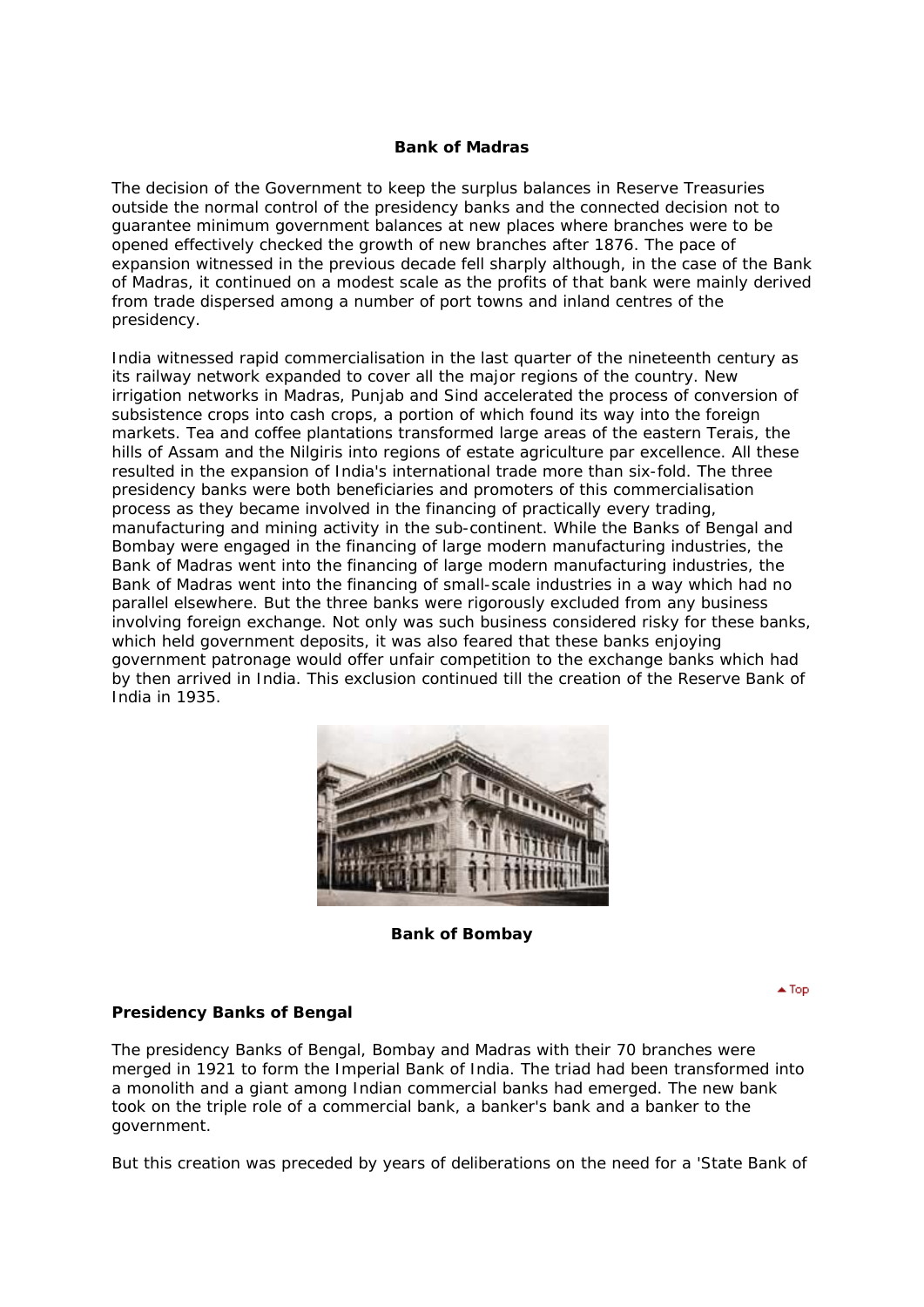**Bank of Madras**

The decision of the Government to keep the surplus balances in Reserve Treasuries outside the normal control of the presidency banks and the connected decision not to guarantee minimum government balances at new places where branches were to be opened effectively checked the growth of new branches after 1876. The pace of expansion witnessed in the previous decade fell sharply although, in the case of the Bank of Madras, it continued on a modest scale as the profits of that bank were mainly derived from trade dispersed among a number of port towns and inland centres of the presidency.

India witnessed rapid commercialisation in the last quarter of the nineteenth century as its railway network expanded to cover all the major regions of the country. New irrigation networks in Madras, Punjab and Sind accelerated the process of conversion of subsistence crops into cash crops, a portion of which found its way into the foreign markets. Tea and coffee plantations transformed large areas of the eastern Terais, the hills of Assam and the Nilgiris into regions of estate agriculture par excellence. All these resulted in the expansion of India's international trade more than six-fold. The three presidency banks were both beneficiaries and promoters of this commercialisation process as they became involved in the financing of practically every trading, manufacturing and mining activity in the sub-continent. While the Banks of Bengal and Bombay were engaged in the financing of large modern manufacturing industries, the Bank of Madras went into the financing of large modern manufacturing industries, the Bank of Madras went into the financing of small-scale industries in a way which had no parallel elsewhere. But the three banks were rigorously excluded from any business involving foreign exchange. Not only was such business considered risky for these banks, which held government deposits, it was also feared that these banks enjoying government patronage would offer unfair competition to the exchange banks which had by then arrived in India. This exclusion continued till the creation of the Reserve Bank of India in 1935.

**Bank of Bombay**

**Presidency Banks of Bengal**

The presidency Banks of Bengal, Bombay and Madras with their 70 branches were merged in 1921 to form the Imperial Bank of India. The triad had been transformed into a monolith and a giant among Indian commercial banks had emerged. The new bank took on the triple role of a commercial bank, a banker's bank and a banker to the government.

But this creation was preceded by years of deliberations on the need for a 'State Bank of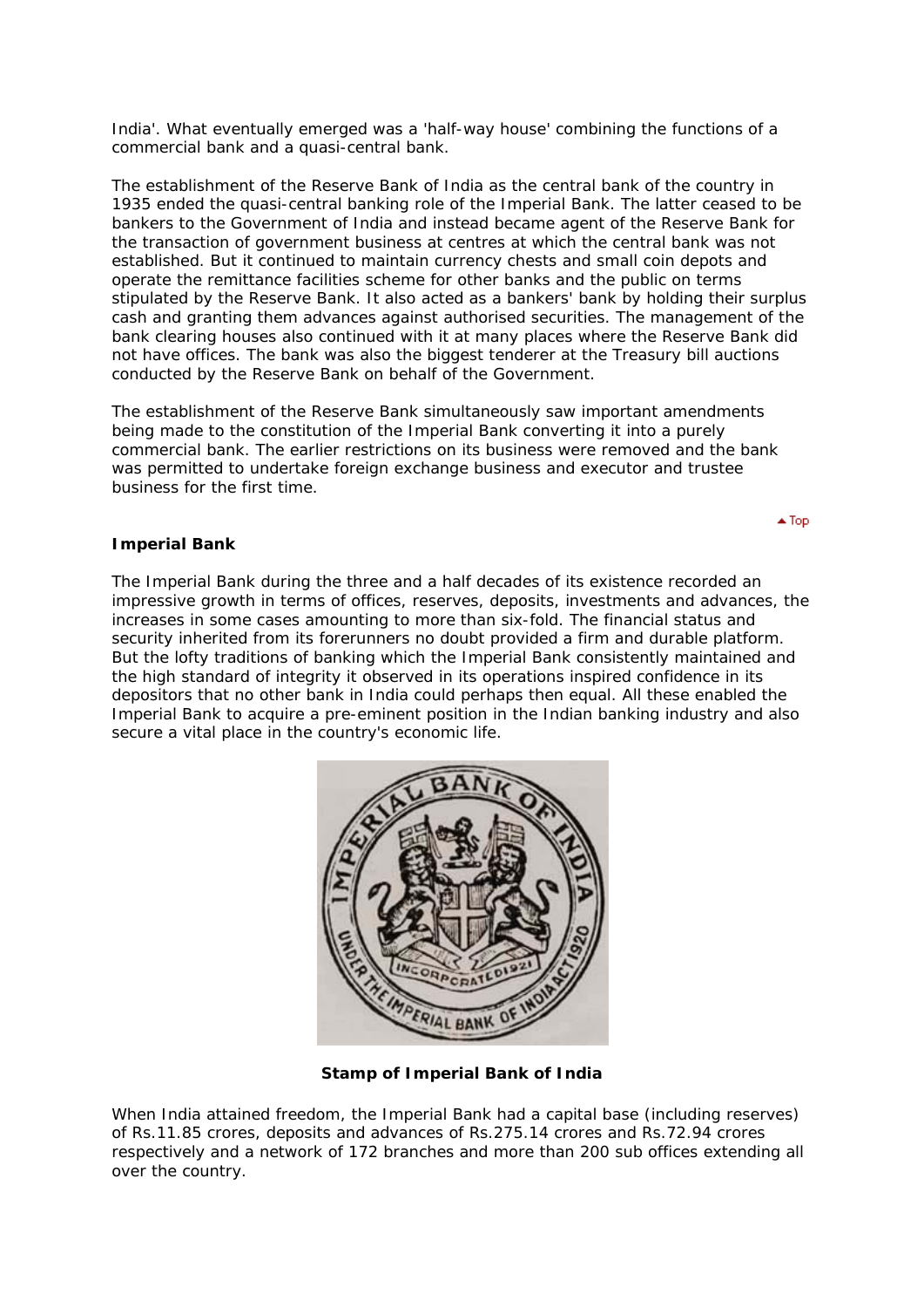India'. What eventually emerged was a 'half-way house' combining the functions of a commercial bank and a quasi-central bank.

The establishment of the Reserve Bank of India as the central bank of the country in 1935 ended the quasi-central banking role of the Imperial Bank. The latter ceased to be bankers to the Government of India and instead became agent of the Reserve Bank for the transaction of government business at centres at which the central bank was not established. But it continued to maintain currency chests and small coin depots and operate the remittance facilities scheme for other banks and the public on terms stipulated by the Reserve Bank. It also acted as a bankers' bank by holding their surplus cash and granting them advances against authorised securities. The management of the bank clearing houses also continued with it at many places where the Reserve Bank did not have offices. The bank was also the biggest tenderer at the Treasury bill auctions conducted by the Reserve Bank on behalf of the Government.

The establishment of the Reserve Bank simultaneously saw important amendments being made to the constitution of the Imperial Bank converting it into a purely commercial bank. The earlier restrictions on its business were removed and the bank was permitted to undertake foreign exchange business and executor and trustee business for the first time.

**Imperial Bank**

The Imperial Bank during the three and a half decades of its existence recorded an impressive growth in terms of offices, reserves, deposits, investments and advances, the increases in some cases amounting to more than six-fold. The financial status and security inherited from its forerunners no doubt provided a firm and durable platform. But the lofty traditions of banking which the Imperial Bank consistently maintained and the high standard of integrity it observed in its operations inspired confidence in its depositors that no other bank in India could perhaps then equal. All these enabled the Imperial Bank to acquire a pre-eminent position in the Indian banking industry and also secure a vital place in the country's economic life.

**Stamp of Imperial Bank of India**

When India attained freedom, the Imperial Bank had a capital base (including reserves) of Rs.11.85 crores, deposits and advances of Rs.275.14 crores and Rs.72.94 crores respectively and a network of 172 branches and more than 200 sub offices extending all over the country.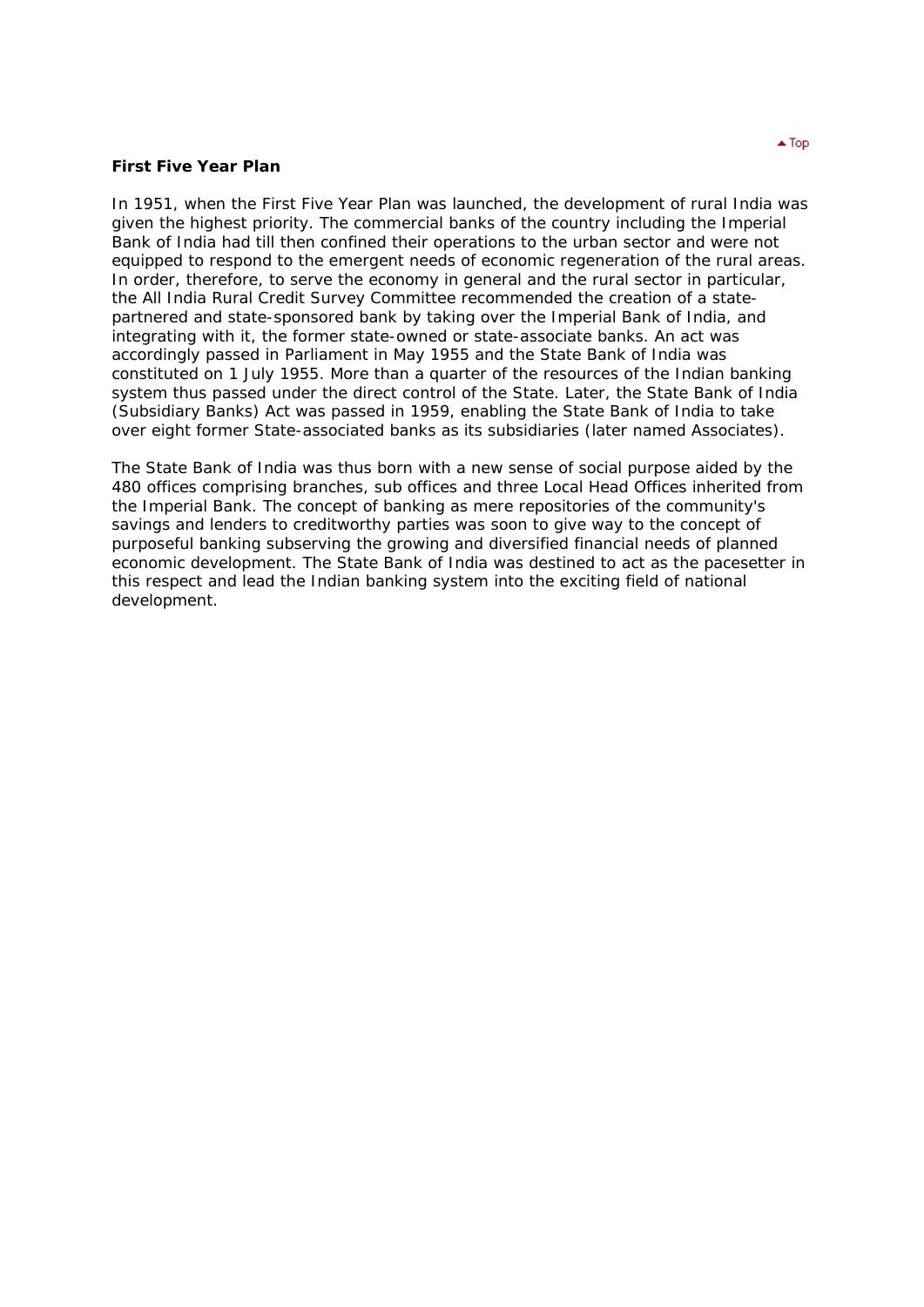### First Five Year Plan

In 1951, when the First Five Year Plan was launched, the development of rural India was given the highest priority. The commercial banks of the country including the Imperial Bank of India had till then confined their operations to the urban sector and were not equipped to respond to the emergent needs of economic regeneration of the rural areas. In order, therefore, to serve the economy in general and the rural sector in particular, the All India Rural Credit Survey Committee recommended the creation of a state-partnered and state-sponsored bank by taking over the Imperial Bank of India, and integrating with it, the former state-owned or state-associate banks. An act was accordingly passed in Parliament in May 1955 and the State Bank of India was constituted on 1 July 1955. More than a quarter of the resources of the Indian banking system thus passed under the direct control of the State. Later, the State Bank of India (Subsidiary Banks) Act was passed in 1959, enabling the State Bank of India to take over eight former State-associated banks as its subsidiaries (later named Associates).

The State Bank of India was thus born with a new sense of social purpose aided by the 480 offices comprising branches, sub offices and three Local Head Offices inherited from the Imperial Bank. The concept of banking as mere repositories of the community's savings and lenders to creditworthy parties was soon to give way to the concept of purposeful banking subserving the growing and diversified financial needs of planned economic development. The State Bank of India was destined to act as the pacesetter in this respect and lead the Indian banking system into the exciting field of national development.